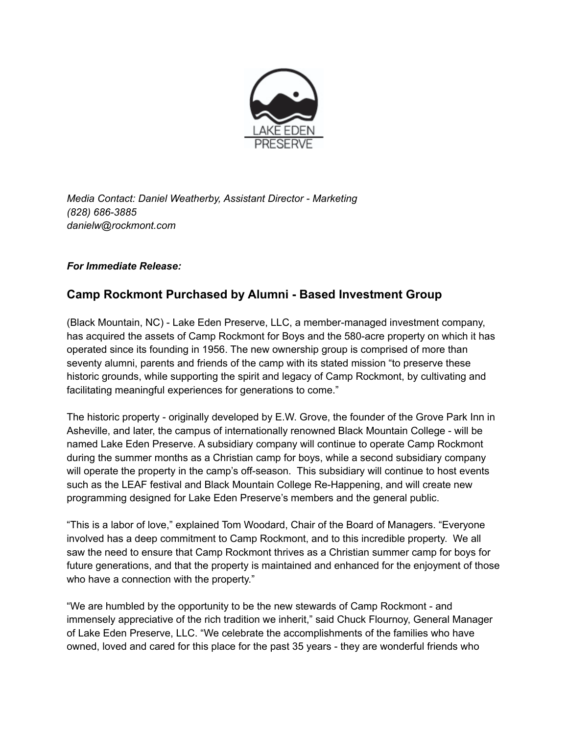*Media Contact: Daniel Weatherby, Assistant Director - Marketing*
*(828) 686-3885*
*danielw@rockmont.com*

***For Immediate Release:***

## Camp Rockmont Purchased by Alumni - Based Investment Group

(Black Mountain, NC) - Lake Eden Preserve, LLC, a member-managed investment company, has acquired the assets of Camp Rockmont for Boys and the 580-acre property on which it has operated since its founding in 1956. The new ownership group is comprised of more than seventy alumni, parents and friends of the camp with its stated mission "to preserve these historic grounds, while supporting the spirit and legacy of Camp Rockmont, by cultivating and facilitating meaningful experiences for generations to come."

The historic property - originally developed by E.W. Grove, the founder of the Grove Park Inn in Asheville, and later, the campus of internationally renowned Black Mountain College - will be named Lake Eden Preserve. A subsidiary company will continue to operate Camp Rockmont during the summer months as a Christian camp for boys, while a second subsidiary company will operate the property in the camp's off-season. This subsidiary will continue to host events such as the LEAF festival and Black Mountain College Re-Happening, and will create new programming designed for Lake Eden Preserve's members and the general public.

"This is a labor of love," explained Tom Woodard, Chair of the Board of Managers. "Everyone involved has a deep commitment to Camp Rockmont, and to this incredible property. We all saw the need to ensure that Camp Rockmont thrives as a Christian summer camp for boys for future generations, and that the property is maintained and enhanced for the enjoyment of those who have a connection with the property."

"We are humbled by the opportunity to be the new stewards of Camp Rockmont - and immensely appreciative of the rich tradition we inherit," said Chuck Flournoy, General Manager of Lake Eden Preserve, LLC. "We celebrate the accomplishments of the families who have owned, loved and cared for this place for the past 35 years - they are wonderful friends who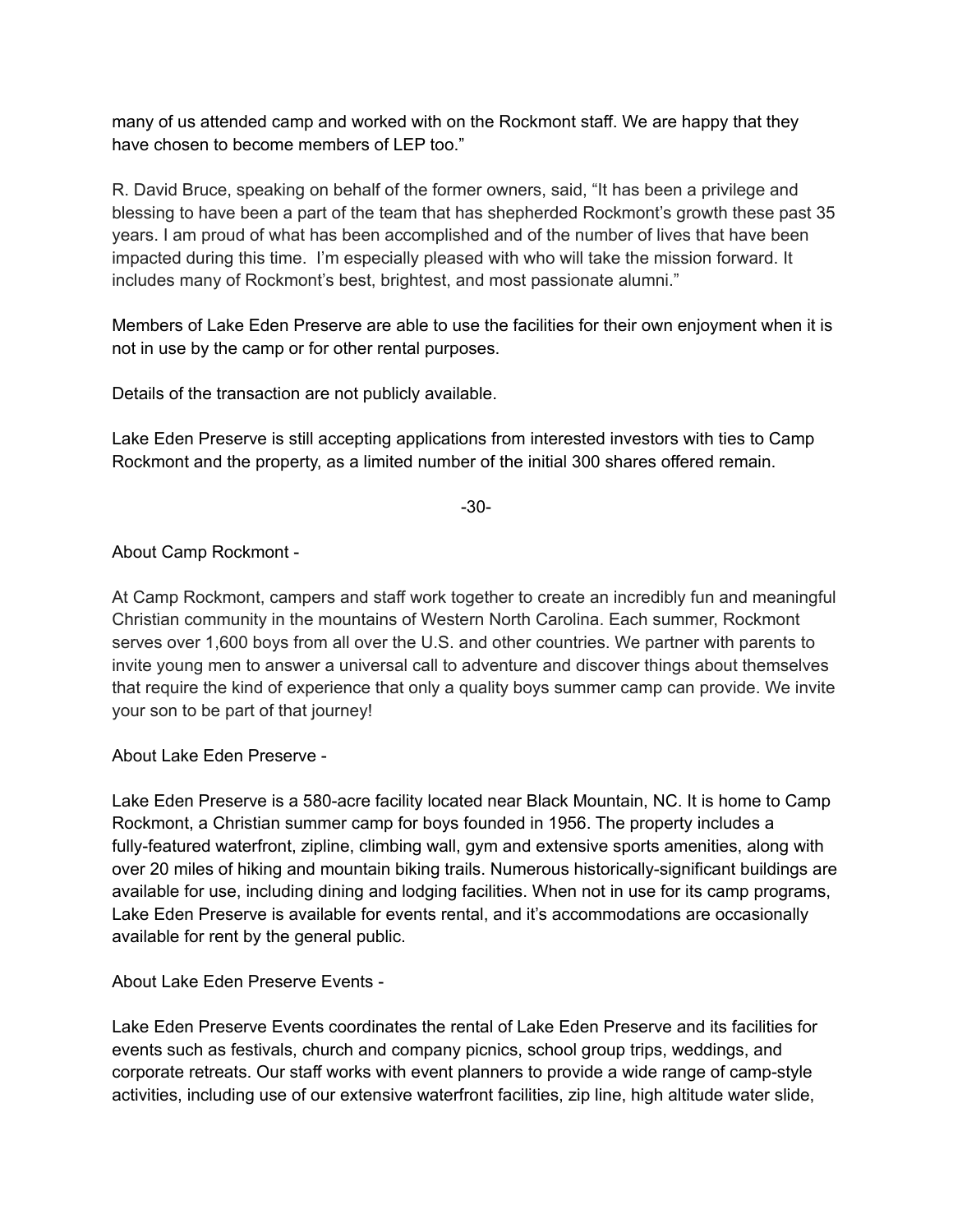many of us attended camp and worked with on the Rockmont staff. We are happy that they have chosen to become members of LEP too."

R. David Bruce, speaking on behalf of the former owners, said, "It has been a privilege and blessing to have been a part of the team that has shepherded Rockmont's growth these past 35 years. I am proud of what has been accomplished and of the number of lives that have been impacted during this time. I'm especially pleased with who will take the mission forward. It includes many of Rockmont's best, brightest, and most passionate alumni."

Members of Lake Eden Preserve are able to use the facilities for their own enjoyment when it is not in use by the camp or for other rental purposes.

Details of the transaction are not publicly available.

Lake Eden Preserve is still accepting applications from interested investors with ties to Camp Rockmont and the property, as a limited number of the initial 300 shares offered remain.

-30-

About Camp Rockmont -

At Camp Rockmont, campers and staff work together to create an incredibly fun and meaningful Christian community in the mountains of Western North Carolina. Each summer, Rockmont serves over 1,600 boys from all over the U.S. and other countries. We partner with parents to invite young men to answer a universal call to adventure and discover things about themselves that require the kind of experience that only a quality boys summer camp can provide. We invite your son to be part of that journey!

About Lake Eden Preserve -

Lake Eden Preserve is a 580-acre facility located near Black Mountain, NC. It is home to Camp Rockmont, a Christian summer camp for boys founded in 1956. The property includes a fully-featured waterfront, zipline, climbing wall, gym and extensive sports amenities, along with over 20 miles of hiking and mountain biking trails. Numerous historically-significant buildings are available for use, including dining and lodging facilities. When not in use for its camp programs, Lake Eden Preserve is available for events rental, and it's accommodations are occasionally available for rent by the general public.

About Lake Eden Preserve Events -

Lake Eden Preserve Events coordinates the rental of Lake Eden Preserve and its facilities for events such as festivals, church and company picnics, school group trips, weddings, and corporate retreats. Our staff works with event planners to provide a wide range of camp-style activities, including use of our extensive waterfront facilities, zip line, high altitude water slide,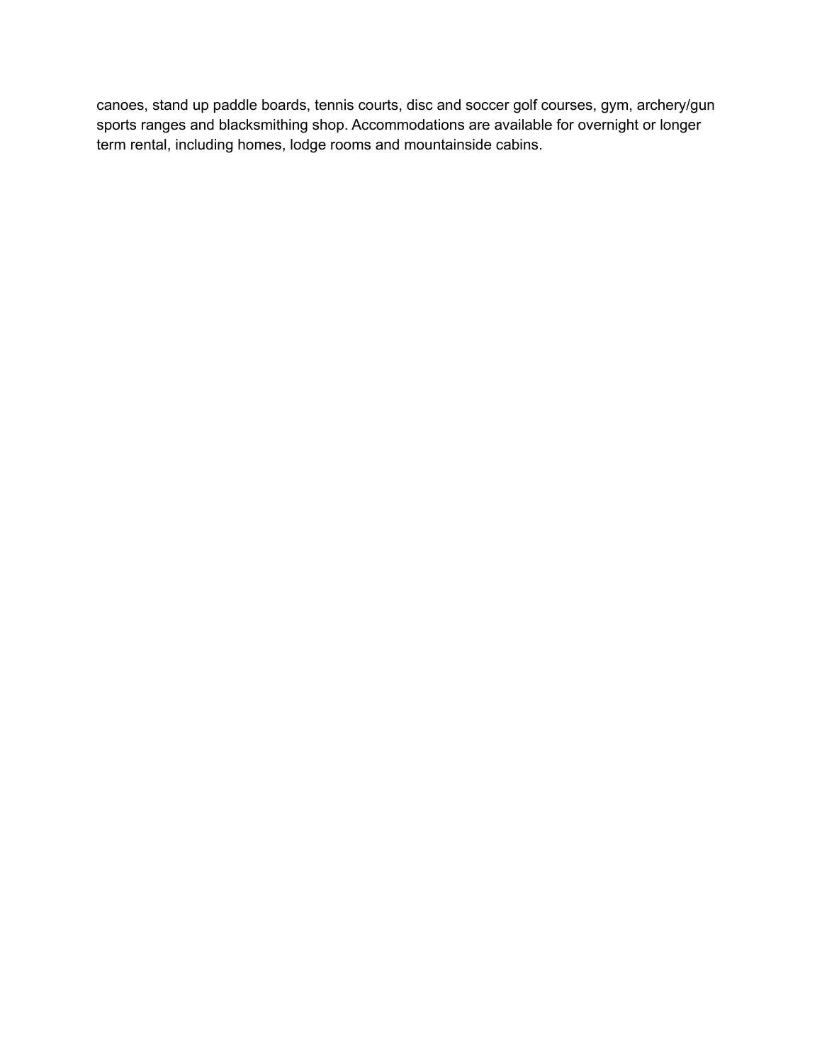canoes, stand up paddle boards, tennis courts, disc and soccer golf courses, gym, archery/gun sports ranges and blacksmithing shop. Accommodations are available for overnight or longer term rental, including homes, lodge rooms and mountainside cabins.